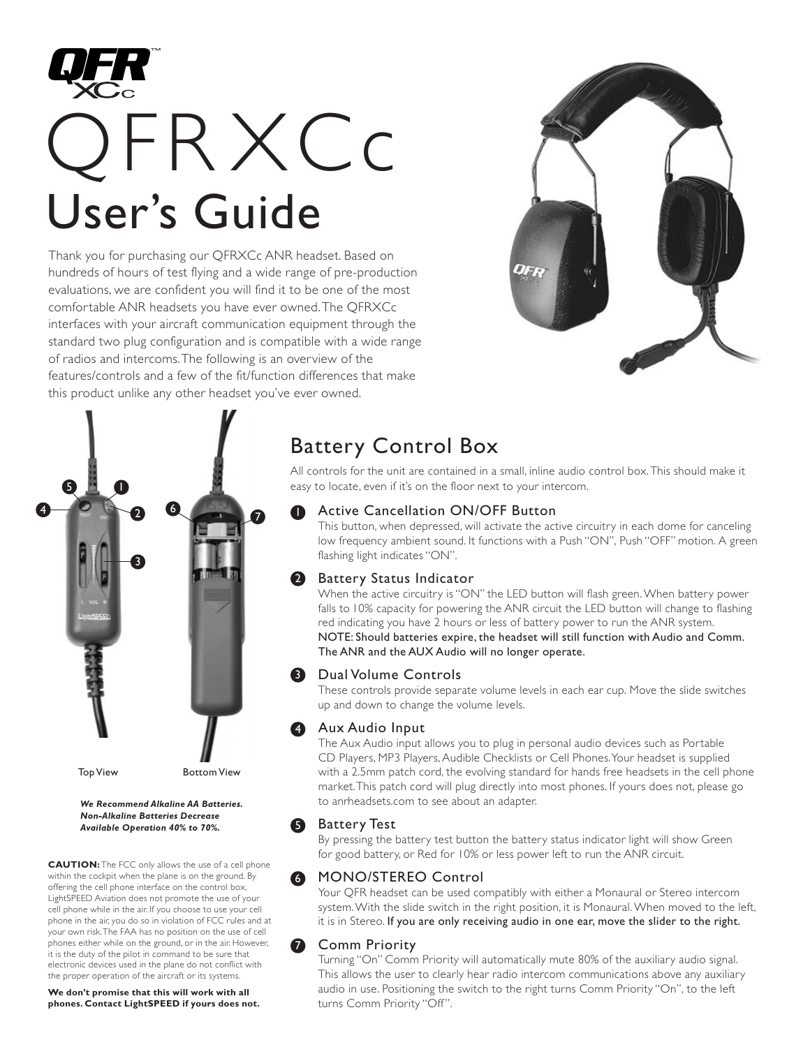# QFRXCc

## User's Guide

Thank you for purchasing our QFRXCc ANR headset. Based on hundreds of hours of test flying and a wide range of pre-production evaluations, we are confident you will find it to be one of the most comfortable ANR headsets you have ever owned. The QFRXCc interfaces with your aircraft communication equipment through the standard two plug configuration and is compatible with a wide range of radios and intercoms. The following is an overview of the features/controls and a few of the fit/function differences that make this product unlike any other headset you've ever owned.

Top View Bottom View

***We Recommend Alkaline AA Batteries. Non-Alkaline Batteries Decrease Available Operation 40% to 70%.***

**CAUTION:** The FCC only allows the use of a cell phone within the cockpit when the plane is on the ground. By offering the cell phone interface on the control box, LightSPEED Aviation does not promote the use of your cell phone while in the air. If you choose to use your cell phone in the air, you do so in violation of FCC rules and at your own risk. The FAA has no position on the use of cell phones either while on the ground, or in the air. However, it is the duty of the pilot in command to be sure that electronic devices used in the plane do not conflict with the proper operation of the aircraft or its systems.

**We don't promise that this will work with all phones. Contact LightSPEED if yours does not.**

## Battery Control Box

All controls for the unit are contained in a small, inline audio control box. This should make it easy to locate, even if it's on the floor next to your intercom.

### 1 Active Cancellation ON/OFF Button

This button, when depressed, will activate the active circuitry in each dome for canceling low frequency ambient sound. It functions with a Push "ON", Push "OFF" motion. A green flashing light indicates "ON".

### 2 Battery Status Indicator

When the active circuitry is "ON" the LED button will flash green. When battery power falls to 10% capacity for powering the ANR circuit the LED button will change to flashing red indicating you have 2 hours or less of battery power to run the ANR system.
NOTE: Should batteries expire, the headset will still function with Audio and Comm. The ANR and the AUX Audio will no longer operate.

### 3 Dual Volume Controls

These controls provide separate volume levels in each ear cup. Move the slide switches up and down to change the volume levels.

### 4 Aux Audio Input

The Aux Audio input allows you to plug in personal audio devices such as Portable CD Players, MP3 Players, Audible Checklists or Cell Phones. Your headset is supplied with a 2.5mm patch cord, the evolving standard for hands free headsets in the cell phone market. This patch cord will plug directly into most phones. If yours does not, please go to anrheadsets.com to see about an adapter.

### 5 Battery Test

By pressing the battery test button the battery status indicator light will show Green for good battery, or Red for 10% or less power left to run the ANR circuit.

### 6 MONO/STEREO Control

Your QFR headset can be used compatibly with either a Monaural or Stereo intercom system. With the slide switch in the right position, it is Monaural. When moved to the left, it is in Stereo. If you are only receiving audio in one ear, move the slider to the right.

### 7 Comm Priority

Turning "On" Comm Priority will automatically mute 80% of the auxiliary audio signal. This allows the user to clearly hear radio intercom communications above any auxiliary audio in use. Positioning the switch to the right turns Comm Priority "On", to the left turns Comm Priority "Off".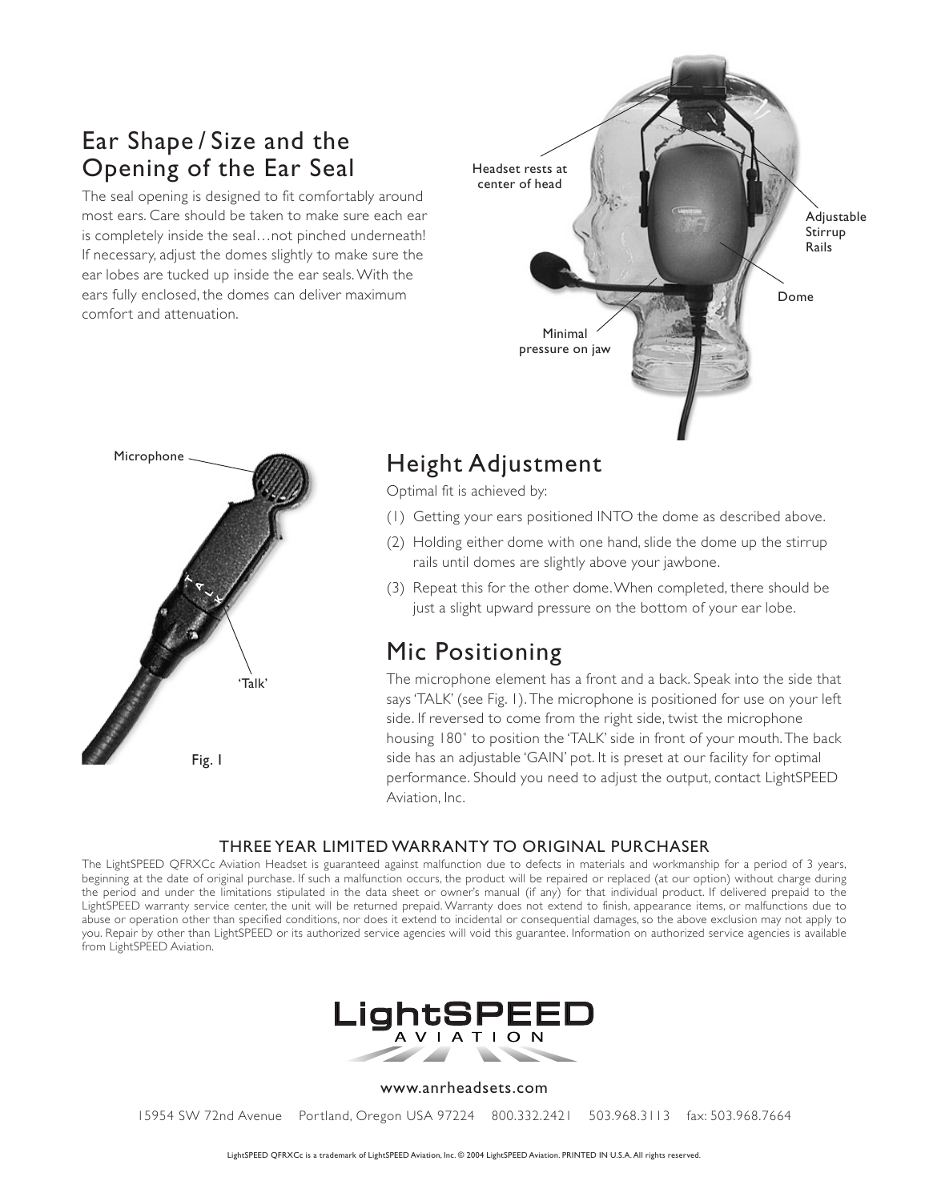## Ear Shape / Size and the Opening of the Ear Seal

The seal opening is designed to fit comfortably around most ears. Care should be taken to make sure each ear is completely inside the seal…not pinched underneath! If necessary, adjust the domes slightly to make sure the ear lobes are tucked up inside the ear seals. With the ears fully enclosed, the domes can deliver maximum comfort and attenuation.

Headset rests at center of head

Adjustable Stirrup Rails

Dome

Minimal pressure on jaw

Microphone

'Talk'

Fig. 1

## Height Adjustment

Optimal fit is achieved by:

(1) Getting your ears positioned INTO the dome as described above.

(2) Holding either dome with one hand, slide the dome up the stirrup rails until domes are slightly above your jawbone.

(3) Repeat this for the other dome. When completed, there should be just a slight upward pressure on the bottom of your ear lobe.

## Mic Positioning

The microphone element has a front and a back. Speak into the side that says 'TALK' (see Fig. 1). The microphone is positioned for use on your left side. If reversed to come from the right side, twist the microphone housing 180˚ to position the 'TALK' side in front of your mouth. The back side has an adjustable 'GAIN' pot. It is preset at our facility for optimal performance. Should you need to adjust the output, contact LightSPEED Aviation, Inc.

### THREE YEAR LIMITED WARRANTY TO ORIGINAL PURCHASER

The LightSPEED QFRXCc Aviation Headset is guaranteed against malfunction due to defects in materials and workmanship for a period of 3 years, beginning at the date of original purchase. If such a malfunction occurs, the product will be repaired or replaced (at our option) without charge during the period and under the limitations stipulated in the data sheet or owner's manual (if any) for that individual product. If delivered prepaid to the LightSPEED warranty service center, the unit will be returned prepaid. Warranty does not extend to finish, appearance items, or malfunctions due to abuse or operation other than specified conditions, nor does it extend to incidental or consequential damages, so the above exclusion may not apply to you. Repair by other than LightSPEED or its authorized service agencies will void this guarantee. Information on authorized service agencies is available from LightSPEED Aviation.

LightSPEED AVIATION

www.anrheadsets.com

15954 SW 72nd Avenue Portland, Oregon USA 97224 800.332.2421 503.968.3113 fax: 503.968.7664

LightSPEED QFRXCc is a trademark of LightSPEED Aviation, Inc. © 2004 LightSPEED Aviation. PRINTED IN U.S.A. All rights reserved.